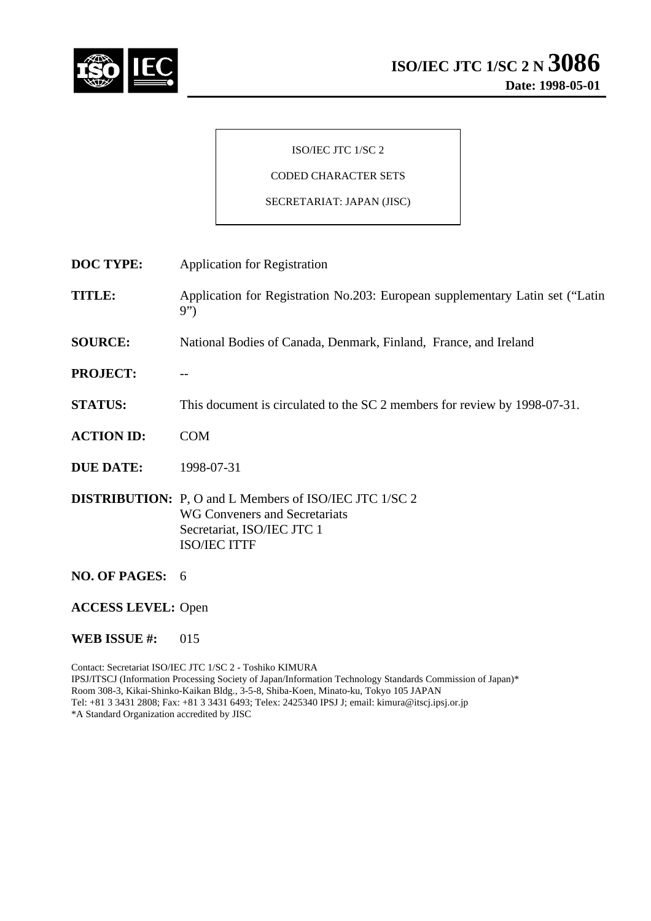# ISO/IEC JTC 1/SC 2 N 3086

**Date: 1998-05-01**

ISO/IEC JTC 1/SC 2

CODED CHARACTER SETS

SECRETARIAT: JAPAN (JISC)

**DOC TYPE:** Application for Registration

**TITLE:** Application for Registration No.203: European supplementary Latin set ("Latin 9")

**SOURCE:** National Bodies of Canada, Denmark, Finland, France, and Ireland

**PROJECT:** --

**STATUS:** This document is circulated to the SC 2 members for review by 1998-07-31.

**ACTION ID:** COM

**DUE DATE:** 1998-07-31

**DISTRIBUTION:** P, O and L Members of ISO/IEC JTC 1/SC 2
WG Conveners and Secretariats
Secretariat, ISO/IEC JTC 1
ISO/IEC ITTF

**NO. OF PAGES:** 6

**ACCESS LEVEL:** Open

**WEB ISSUE #:** 015

Contact: Secretariat ISO/IEC JTC 1/SC 2 - Toshiko KIMURA
IPSJ/ITSCJ (Information Processing Society of Japan/Information Technology Standards Commission of Japan)*
Room 308-3, Kikai-Shinko-Kaikan Bldg., 3-5-8, Shiba-Koen, Minato-ku, Tokyo 105 JAPAN
Tel: +81 3 3431 2808; Fax: +81 3 3431 6493; Telex: 2425340 IPSJ J; email: kimura@itscj.ipsj.or.jp
*A Standard Organization accredited by JISC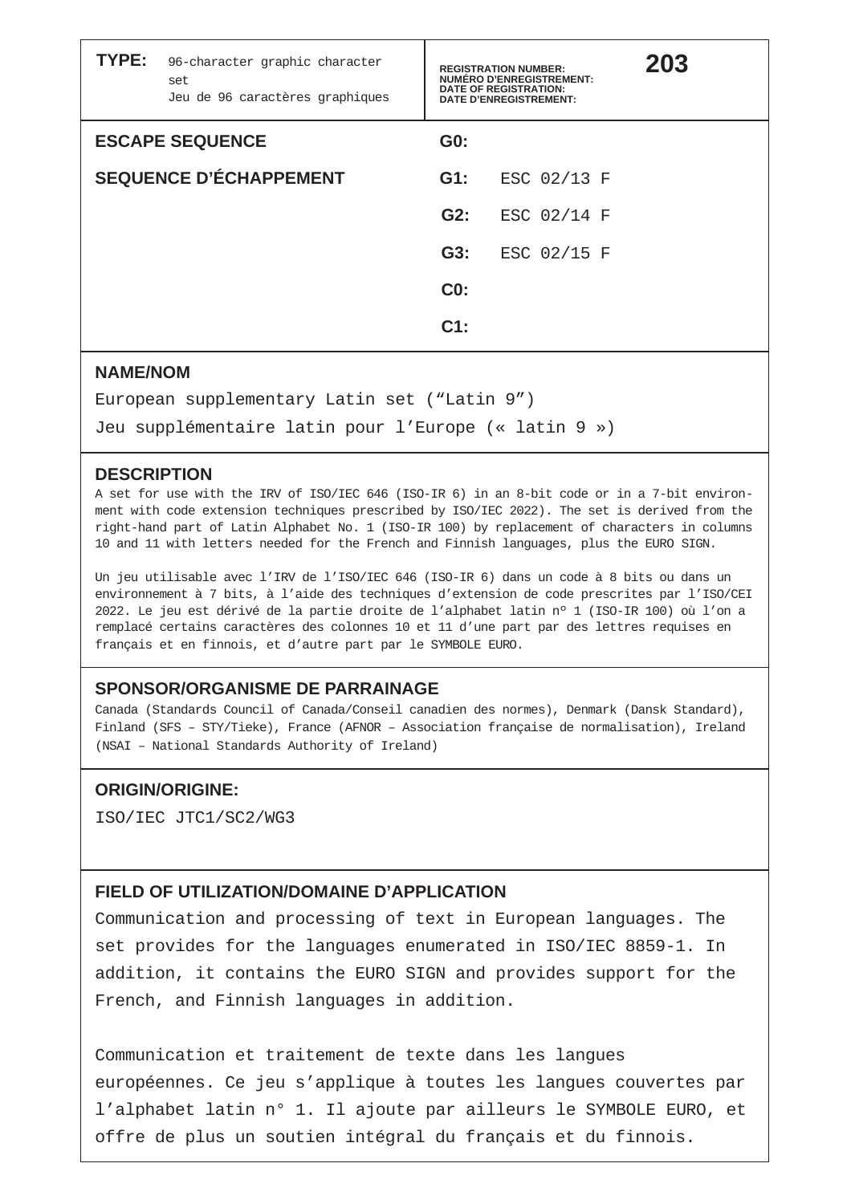**TYPE:** 96-character graphic character set
Jeu de 96 caractères graphiques

**REGISTRATION NUMBER:**
**NUMÉRO D'ENREGISTREMENT:** **203**
**DATE OF REGISTRATION:**
**DATE D'ENREGISTREMENT:**

| **ESCAPE SEQUENCE** | **G0:** | |
|---|---|---|
| **SEQUENCE D'ÉCHAPPEMENT** | **G1:** | ESC 02/13 F |
| | **G2:** | ESC 02/14 F |
| | **G3:** | ESC 02/15 F |
| | **C0:** | |
| | **C1:** | |

## NAME/NOM

European supplementary Latin set ("Latin 9")

Jeu supplémentaire latin pour l'Europe (« latin 9 »)

## DESCRIPTION

A set for use with the IRV of ISO/IEC 646 (ISO-IR 6) in an 8-bit code or in a 7-bit environment with code extension techniques prescribed by ISO/IEC 2022). The set is derived from the right-hand part of Latin Alphabet No. 1 (ISO-IR 100) by replacement of characters in columns 10 and 11 with letters needed for the French and Finnish languages, plus the EURO SIGN.

Un jeu utilisable avec l'IRV de l'ISO/IEC 646 (ISO-IR 6) dans un code à 8 bits ou dans un environnement à 7 bits, à l'aide des techniques d'extension de code prescrites par l'ISO/CEI 2022. Le jeu est dérivé de la partie droite de l'alphabet latin nº 1 (ISO-IR 100) où l'on a remplacé certains caractères des colonnes 10 et 11 d'une part par des lettres requises en français et en finnois, et d'autre part par le SYMBOLE EURO.

## SPONSOR/ORGANISME DE PARRAINAGE

Canada (Standards Council of Canada/Conseil canadien des normes), Denmark (Dansk Standard), Finland (SFS – STY/Tieke), France (AFNOR – Association française de normalisation), Ireland (NSAI – National Standards Authority of Ireland)

## ORIGIN/ORIGINE:

ISO/IEC JTC1/SC2/WG3

## FIELD OF UTILIZATION/DOMAINE D'APPLICATION

Communication and processing of text in European languages. The set provides for the languages enumerated in ISO/IEC 8859-1. In addition, it contains the EURO SIGN and provides support for the French, and Finnish languages in addition.

Communication et traitement de texte dans les langues européennes. Ce jeu s'applique à toutes les langues couvertes par l'alphabet latin n° 1. Il ajoute par ailleurs le SYMBOLE EURO, et offre de plus un soutien intégral du français et du finnois.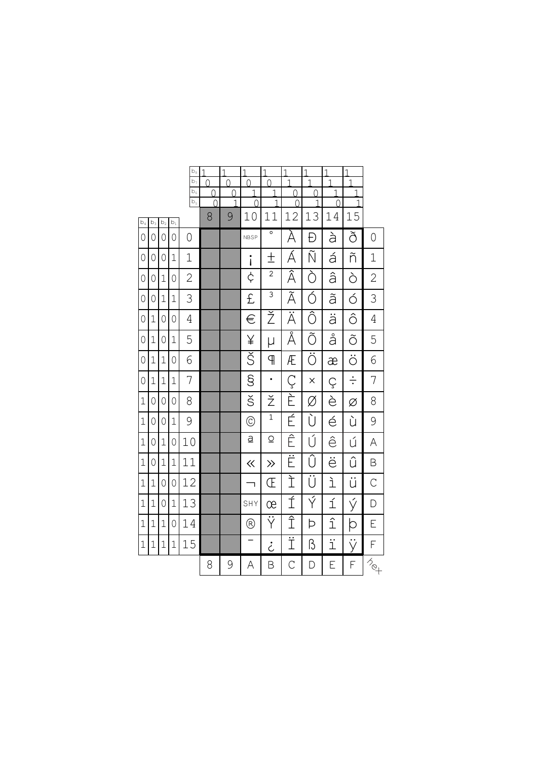| | | | | b8 | 1 | 1 | 1 | 1 | 1 | 1 | 1 | 1 | |
|---|---|---|---|---|---|---|---|---|---|---|---|---|---|
| | | | | b7 | 0 | 0 | 0 | 0 | 1 | 1 | 1 | 1 | |
| | | | | b6 | 0 | 0 | 1 | 1 | 0 | 0 | 1 | 1 | |
| | | | | b5 | 0 | 1 | 0 | 1 | 0 | 1 | 0 | 1 | |
| b4 | b3 | b2 | b1 | | 8 | 9 | 10 | 11 | 12 | 13 | 14 | 15 | |
| 0 | 0 | 0 | 0 | 0 | | | NBSP | ° | À | Ð | à | ð | 0 |
| 0 | 0 | 0 | 1 | 1 | | | ¡ | ± | Á | Ñ | á | ñ | 1 |
| 0 | 0 | 1 | 0 | 2 | | | ¢ | ² | Â | Ò | â | ò | 2 |
| 0 | 0 | 1 | 1 | 3 | | | £ | ³ | Ã | Ó | ã | ó | 3 |
| 0 | 1 | 0 | 0 | 4 | | | € | Ž | Ä | Ô | ä | ô | 4 |
| 0 | 1 | 0 | 1 | 5 | | | ¥ | µ | Å | Õ | å | õ | 5 |
| 0 | 1 | 1 | 0 | 6 | | | Š | ¶ | Æ | Ö | æ | ö | 6 |
| 0 | 1 | 1 | 1 | 7 | | | § | · | Ç | × | ç | ÷ | 7 |
| 1 | 0 | 0 | 0 | 8 | | | š | ž | È | Ø | è | ø | 8 |
| 1 | 0 | 0 | 1 | 9 | | | © | ¹ | É | Ù | é | ù | 9 |
| 1 | 0 | 1 | 0 | 10 | | | ª | º | Ê | Ú | ê | ú | A |
| 1 | 0 | 1 | 1 | 11 | | | « | » | Ë | Û | ë | û | B |
| 1 | 1 | 0 | 0 | 12 | | | ¬ | Œ | Ì | Ü | ì | ü | C |
| 1 | 1 | 0 | 1 | 13 | | | SHY | œ | Í | Ý | í | ý | D |
| 1 | 1 | 1 | 0 | 14 | | | ® | Ÿ | Î | Þ | î | þ | E |
| 1 | 1 | 1 | 1 | 15 | | | ¯ | ¿ | Ï | ß | ï | ÿ | F |
| | | | | | 8 | 9 | A | B | C | D | E | F | hex |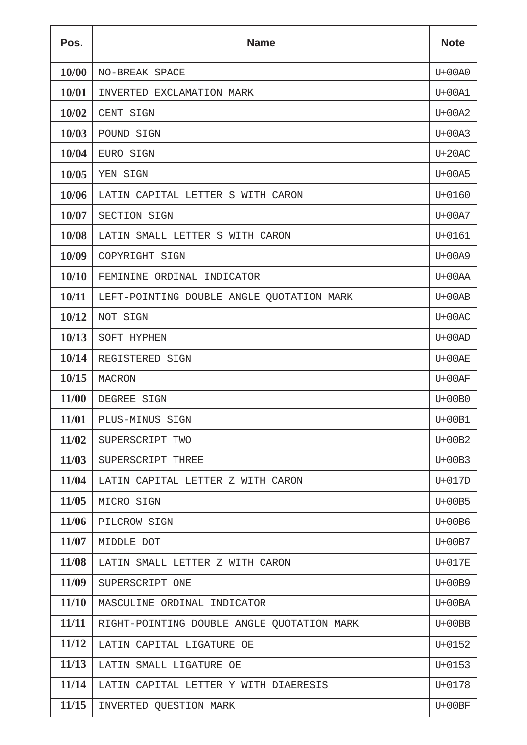| Pos. | Name | Note |
| --- | --- | --- |
| 10/00 | NO-BREAK SPACE | U+00A0 |
| 10/01 | INVERTED EXCLAMATION MARK | U+00A1 |
| 10/02 | CENT SIGN | U+00A2 |
| 10/03 | POUND SIGN | U+00A3 |
| 10/04 | EURO SIGN | U+20AC |
| 10/05 | YEN SIGN | U+00A5 |
| 10/06 | LATIN CAPITAL LETTER S WITH CARON | U+0160 |
| 10/07 | SECTION SIGN | U+00A7 |
| 10/08 | LATIN SMALL LETTER S WITH CARON | U+0161 |
| 10/09 | COPYRIGHT SIGN | U+00A9 |
| 10/10 | FEMININE ORDINAL INDICATOR | U+00AA |
| 10/11 | LEFT-POINTING DOUBLE ANGLE QUOTATION MARK | U+00AB |
| 10/12 | NOT SIGN | U+00AC |
| 10/13 | SOFT HYPHEN | U+00AD |
| 10/14 | REGISTERED SIGN | U+00AE |
| 10/15 | MACRON | U+00AF |
| 11/00 | DEGREE SIGN | U+00B0 |
| 11/01 | PLUS-MINUS SIGN | U+00B1 |
| 11/02 | SUPERSCRIPT TWO | U+00B2 |
| 11/03 | SUPERSCRIPT THREE | U+00B3 |
| 11/04 | LATIN CAPITAL LETTER Z WITH CARON | U+017D |
| 11/05 | MICRO SIGN | U+00B5 |
| 11/06 | PILCROW SIGN | U+00B6 |
| 11/07 | MIDDLE DOT | U+00B7 |
| 11/08 | LATIN SMALL LETTER Z WITH CARON | U+017E |
| 11/09 | SUPERSCRIPT ONE | U+00B9 |
| 11/10 | MASCULINE ORDINAL INDICATOR | U+00BA |
| 11/11 | RIGHT-POINTING DOUBLE ANGLE QUOTATION MARK | U+00BB |
| 11/12 | LATIN CAPITAL LIGATURE OE | U+0152 |
| 11/13 | LATIN SMALL LIGATURE OE | U+0153 |
| 11/14 | LATIN CAPITAL LETTER Y WITH DIAERESIS | U+0178 |
| 11/15 | INVERTED QUESTION MARK | U+00BF |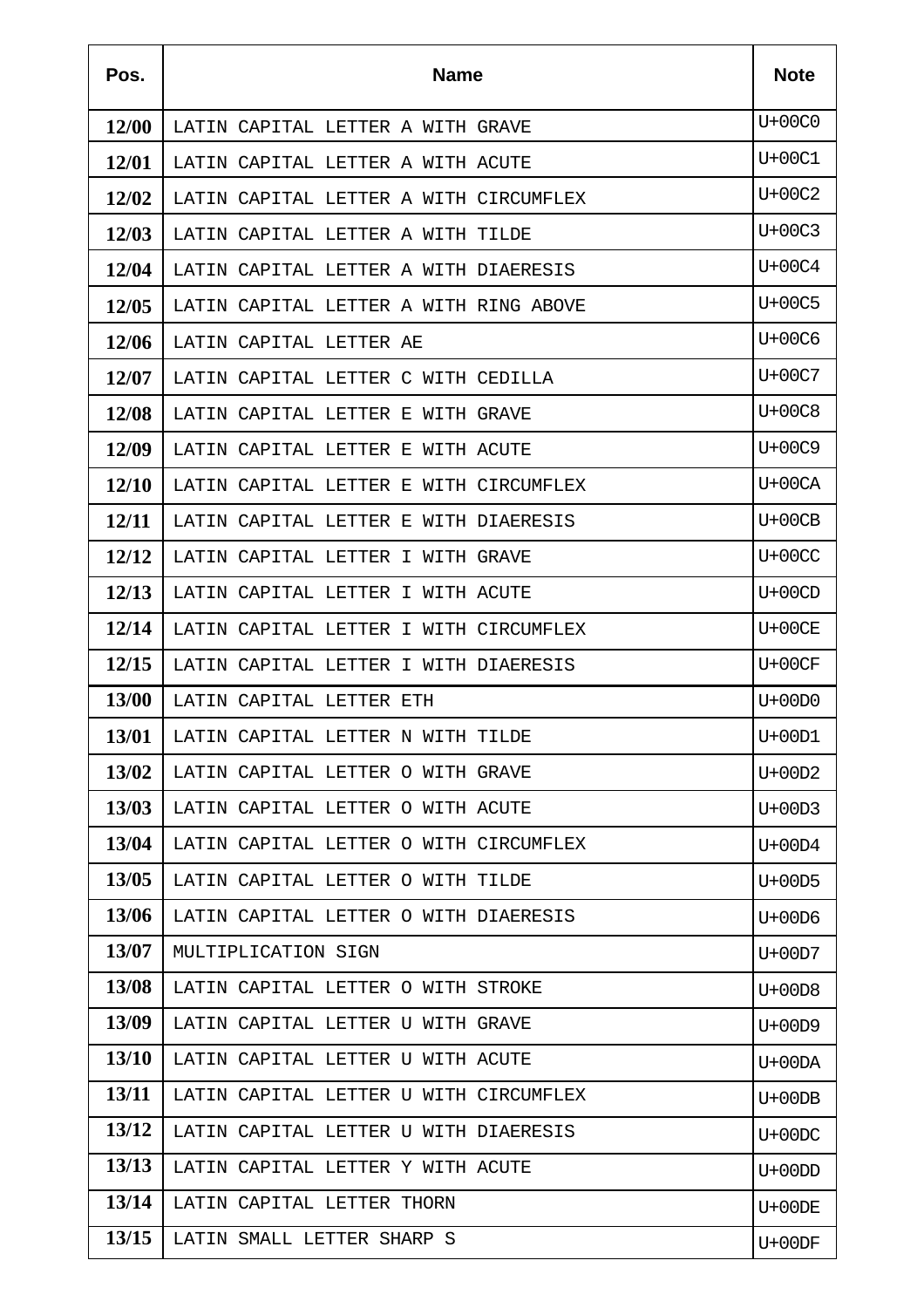| Pos. | Name | Note |
|---|---|---|
| 12/00 | LATIN CAPITAL LETTER A WITH GRAVE | U+00C0 |
| 12/01 | LATIN CAPITAL LETTER A WITH ACUTE | U+00C1 |
| 12/02 | LATIN CAPITAL LETTER A WITH CIRCUMFLEX | U+00C2 |
| 12/03 | LATIN CAPITAL LETTER A WITH TILDE | U+00C3 |
| 12/04 | LATIN CAPITAL LETTER A WITH DIAERESIS | U+00C4 |
| 12/05 | LATIN CAPITAL LETTER A WITH RING ABOVE | U+00C5 |
| 12/06 | LATIN CAPITAL LETTER AE | U+00C6 |
| 12/07 | LATIN CAPITAL LETTER C WITH CEDILLA | U+00C7 |
| 12/08 | LATIN CAPITAL LETTER E WITH GRAVE | U+00C8 |
| 12/09 | LATIN CAPITAL LETTER E WITH ACUTE | U+00C9 |
| 12/10 | LATIN CAPITAL LETTER E WITH CIRCUMFLEX | U+00CA |
| 12/11 | LATIN CAPITAL LETTER E WITH DIAERESIS | U+00CB |
| 12/12 | LATIN CAPITAL LETTER I WITH GRAVE | U+00CC |
| 12/13 | LATIN CAPITAL LETTER I WITH ACUTE | U+00CD |
| 12/14 | LATIN CAPITAL LETTER I WITH CIRCUMFLEX | U+00CE |
| 12/15 | LATIN CAPITAL LETTER I WITH DIAERESIS | U+00CF |
| 13/00 | LATIN CAPITAL LETTER ETH | U+00D0 |
| 13/01 | LATIN CAPITAL LETTER N WITH TILDE | U+00D1 |
| 13/02 | LATIN CAPITAL LETTER O WITH GRAVE | U+00D2 |
| 13/03 | LATIN CAPITAL LETTER O WITH ACUTE | U+00D3 |
| 13/04 | LATIN CAPITAL LETTER O WITH CIRCUMFLEX | U+00D4 |
| 13/05 | LATIN CAPITAL LETTER O WITH TILDE | U+00D5 |
| 13/06 | LATIN CAPITAL LETTER O WITH DIAERESIS | U+00D6 |
| 13/07 | MULTIPLICATION SIGN | U+00D7 |
| 13/08 | LATIN CAPITAL LETTER O WITH STROKE | U+00D8 |
| 13/09 | LATIN CAPITAL LETTER U WITH GRAVE | U+00D9 |
| 13/10 | LATIN CAPITAL LETTER U WITH ACUTE | U+00DA |
| 13/11 | LATIN CAPITAL LETTER U WITH CIRCUMFLEX | U+00DB |
| 13/12 | LATIN CAPITAL LETTER U WITH DIAERESIS | U+00DC |
| 13/13 | LATIN CAPITAL LETTER Y WITH ACUTE | U+00DD |
| 13/14 | LATIN CAPITAL LETTER THORN | U+00DE |
| 13/15 | LATIN SMALL LETTER SHARP S | U+00DF |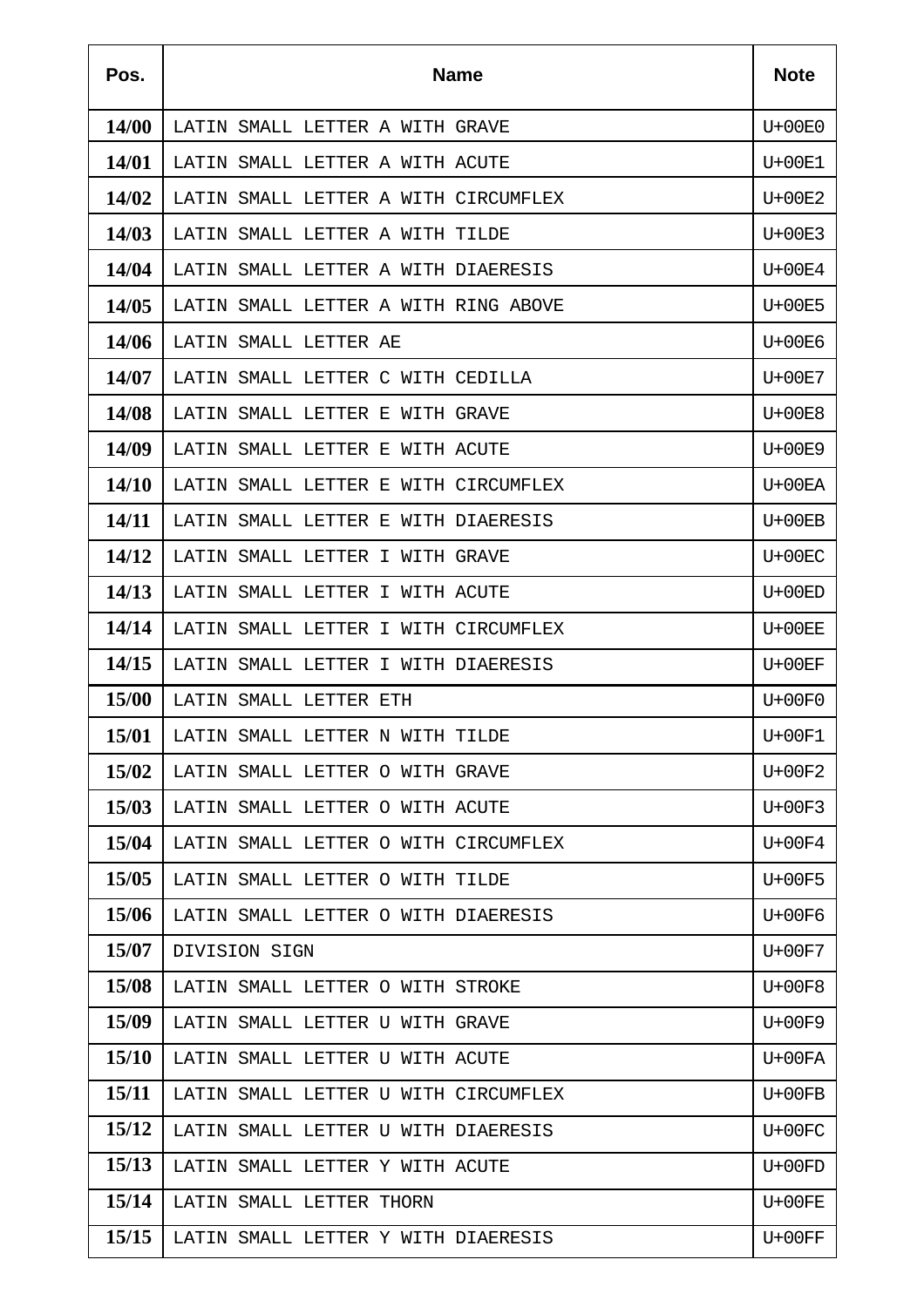| Pos. | Name | Note |
|---|---|---|
| **14/00** | LATIN SMALL LETTER A WITH GRAVE | U+00E0 |
| **14/01** | LATIN SMALL LETTER A WITH ACUTE | U+00E1 |
| **14/02** | LATIN SMALL LETTER A WITH CIRCUMFLEX | U+00E2 |
| **14/03** | LATIN SMALL LETTER A WITH TILDE | U+00E3 |
| **14/04** | LATIN SMALL LETTER A WITH DIAERESIS | U+00E4 |
| **14/05** | LATIN SMALL LETTER A WITH RING ABOVE | U+00E5 |
| **14/06** | LATIN SMALL LETTER AE | U+00E6 |
| **14/07** | LATIN SMALL LETTER C WITH CEDILLA | U+00E7 |
| **14/08** | LATIN SMALL LETTER E WITH GRAVE | U+00E8 |
| **14/09** | LATIN SMALL LETTER E WITH ACUTE | U+00E9 |
| **14/10** | LATIN SMALL LETTER E WITH CIRCUMFLEX | U+00EA |
| **14/11** | LATIN SMALL LETTER E WITH DIAERESIS | U+00EB |
| **14/12** | LATIN SMALL LETTER I WITH GRAVE | U+00EC |
| **14/13** | LATIN SMALL LETTER I WITH ACUTE | U+00ED |
| **14/14** | LATIN SMALL LETTER I WITH CIRCUMFLEX | U+00EE |
| **14/15** | LATIN SMALL LETTER I WITH DIAERESIS | U+00EF |
| **15/00** | LATIN SMALL LETTER ETH | U+00F0 |
| **15/01** | LATIN SMALL LETTER N WITH TILDE | U+00F1 |
| **15/02** | LATIN SMALL LETTER O WITH GRAVE | U+00F2 |
| **15/03** | LATIN SMALL LETTER O WITH ACUTE | U+00F3 |
| **15/04** | LATIN SMALL LETTER O WITH CIRCUMFLEX | U+00F4 |
| **15/05** | LATIN SMALL LETTER O WITH TILDE | U+00F5 |
| **15/06** | LATIN SMALL LETTER O WITH DIAERESIS | U+00F6 |
| **15/07** | DIVISION SIGN | U+00F7 |
| **15/08** | LATIN SMALL LETTER O WITH STROKE | U+00F8 |
| **15/09** | LATIN SMALL LETTER U WITH GRAVE | U+00F9 |
| **15/10** | LATIN SMALL LETTER U WITH ACUTE | U+00FA |
| **15/11** | LATIN SMALL LETTER U WITH CIRCUMFLEX | U+00FB |
| **15/12** | LATIN SMALL LETTER U WITH DIAERESIS | U+00FC |
| **15/13** | LATIN SMALL LETTER Y WITH ACUTE | U+00FD |
| **15/14** | LATIN SMALL LETTER THORN | U+00FE |
| **15/15** | LATIN SMALL LETTER Y WITH DIAERESIS | U+00FF |